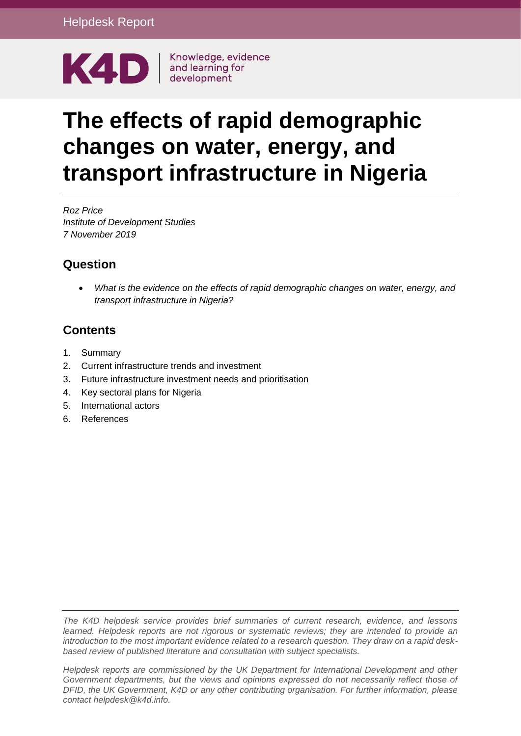Helpdesk Report

K4D | Knowledge, evidence and learning for development

# The effects of rapid demographic changes on water, energy, and transport infrastructure in Nigeria

*Roz Price*
*Institute of Development Studies*
*7 November 2019*

## Question

- *What is the evidence on the effects of rapid demographic changes on water, energy, and transport infrastructure in Nigeria?*

## Contents

1. Summary
2. Current infrastructure trends and investment
3. Future infrastructure investment needs and prioritisation
4. Key sectoral plans for Nigeria
5. International actors
6. References

---

*The K4D helpdesk service provides brief summaries of current research, evidence, and lessons learned. Helpdesk reports are not rigorous or systematic reviews; they are intended to provide an introduction to the most important evidence related to a research question. They draw on a rapid desk-based review of published literature and consultation with subject specialists.*

*Helpdesk reports are commissioned by the UK Department for International Development and other Government departments, but the views and opinions expressed do not necessarily reflect those of DFID, the UK Government, K4D or any other contributing organisation. For further information, please contact helpdesk@k4d.info.*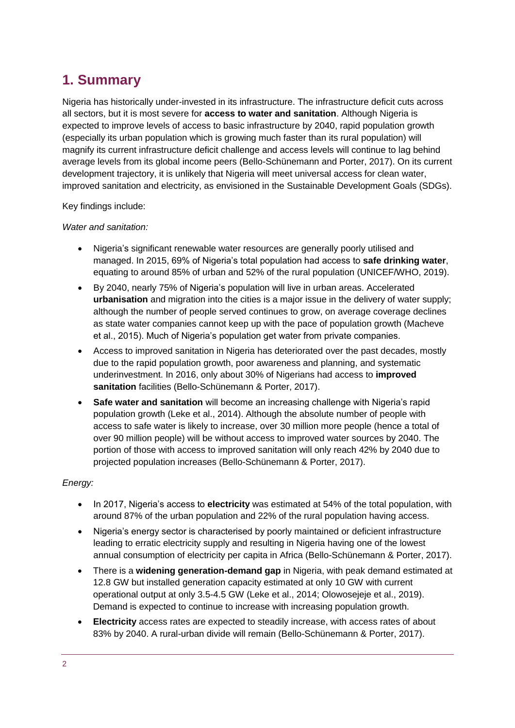## 1. Summary

Nigeria has historically under-invested in its infrastructure. The infrastructure deficit cuts across all sectors, but it is most severe for **access to water and sanitation**. Although Nigeria is expected to improve levels of access to basic infrastructure by 2040, rapid population growth (especially its urban population which is growing much faster than its rural population) will magnify its current infrastructure deficit challenge and access levels will continue to lag behind average levels from its global income peers (Bello-Schünemann and Porter, 2017). On its current development trajectory, it is unlikely that Nigeria will meet universal access for clean water, improved sanitation and electricity, as envisioned in the Sustainable Development Goals (SDGs).

Key findings include:

*Water and sanitation:*

- Nigeria's significant renewable water resources are generally poorly utilised and managed. In 2015, 69% of Nigeria's total population had access to **safe drinking water**, equating to around 85% of urban and 52% of the rural population (UNICEF/WHO, 2019).
- By 2040, nearly 75% of Nigeria's population will live in urban areas. Accelerated **urbanisation** and migration into the cities is a major issue in the delivery of water supply; although the number of people served continues to grow, on average coverage declines as state water companies cannot keep up with the pace of population growth (Macheve et al., 2015). Much of Nigeria's population get water from private companies.
- Access to improved sanitation in Nigeria has deteriorated over the past decades, mostly due to the rapid population growth, poor awareness and planning, and systematic underinvestment. In 2016, only about 30% of Nigerians had access to **improved sanitation** facilities (Bello-Schünemann & Porter, 2017).
- **Safe water and sanitation** will become an increasing challenge with Nigeria's rapid population growth (Leke et al., 2014). Although the absolute number of people with access to safe water is likely to increase, over 30 million more people (hence a total of over 90 million people) will be without access to improved water sources by 2040. The portion of those with access to improved sanitation will only reach 42% by 2040 due to projected population increases (Bello-Schünemann & Porter, 2017).

*Energy:*

- In 2017, Nigeria's access to **electricity** was estimated at 54% of the total population, with around 87% of the urban population and 22% of the rural population having access.
- Nigeria's energy sector is characterised by poorly maintained or deficient infrastructure leading to erratic electricity supply and resulting in Nigeria having one of the lowest annual consumption of electricity per capita in Africa (Bello-Schünemann & Porter, 2017).
- There is a **widening generation-demand gap** in Nigeria, with peak demand estimated at 12.8 GW but installed generation capacity estimated at only 10 GW with current operational output at only 3.5-4.5 GW (Leke et al., 2014; Olowosejeje et al., 2019). Demand is expected to continue to increase with increasing population growth.
- **Electricity** access rates are expected to steadily increase, with access rates of about 83% by 2040. A rural-urban divide will remain (Bello-Schünemann & Porter, 2017).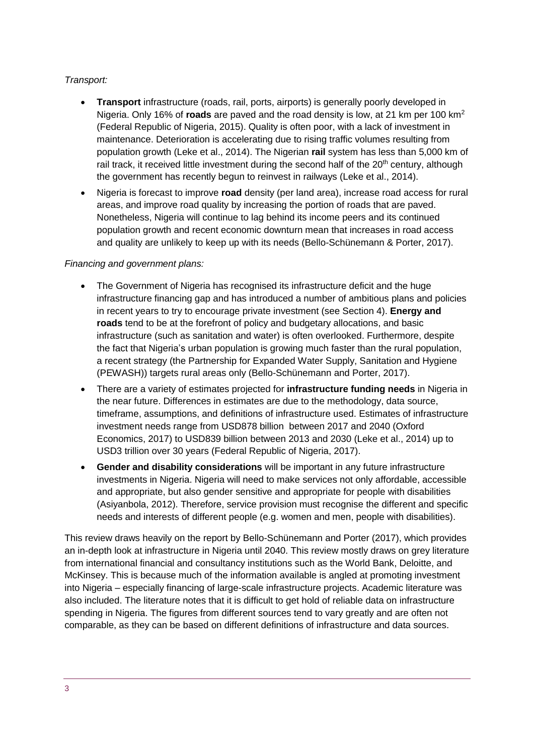*Transport:*

- **Transport** infrastructure (roads, rail, ports, airports) is generally poorly developed in Nigeria. Only 16% of **roads** are paved and the road density is low, at 21 km per 100 km$^2$ (Federal Republic of Nigeria, 2015). Quality is often poor, with a lack of investment in maintenance. Deterioration is accelerating due to rising traffic volumes resulting from population growth (Leke et al., 2014). The Nigerian **rail** system has less than 5,000 km of rail track, it received little investment during the second half of the 20$^{th}$ century, although the government has recently begun to reinvest in railways (Leke et al., 2014).
- Nigeria is forecast to improve **road** density (per land area), increase road access for rural areas, and improve road quality by increasing the portion of roads that are paved. Nonetheless, Nigeria will continue to lag behind its income peers and its continued population growth and recent economic downturn mean that increases in road access and quality are unlikely to keep up with its needs (Bello-Schünemann & Porter, 2017).

*Financing and government plans:*

- The Government of Nigeria has recognised its infrastructure deficit and the huge infrastructure financing gap and has introduced a number of ambitious plans and policies in recent years to try to encourage private investment (see Section 4). **Energy and roads** tend to be at the forefront of policy and budgetary allocations, and basic infrastructure (such as sanitation and water) is often overlooked. Furthermore, despite the fact that Nigeria's urban population is growing much faster than the rural population, a recent strategy (the Partnership for Expanded Water Supply, Sanitation and Hygiene (PEWASH)) targets rural areas only (Bello-Schünemann and Porter, 2017).
- There are a variety of estimates projected for **infrastructure funding needs** in Nigeria in the near future. Differences in estimates are due to the methodology, data source, timeframe, assumptions, and definitions of infrastructure used. Estimates of infrastructure investment needs range from USD878 billion between 2017 and 2040 (Oxford Economics, 2017) to USD839 billion between 2013 and 2030 (Leke et al., 2014) up to USD3 trillion over 30 years (Federal Republic of Nigeria, 2017).
- **Gender and disability considerations** will be important in any future infrastructure investments in Nigeria. Nigeria will need to make services not only affordable, accessible and appropriate, but also gender sensitive and appropriate for people with disabilities (Asiyanbola, 2012). Therefore, service provision must recognise the different and specific needs and interests of different people (e.g. women and men, people with disabilities).

This review draws heavily on the report by Bello-Schünemann and Porter (2017), which provides an in-depth look at infrastructure in Nigeria until 2040. This review mostly draws on grey literature from international financial and consultancy institutions such as the World Bank, Deloitte, and McKinsey. This is because much of the information available is angled at promoting investment into Nigeria – especially financing of large-scale infrastructure projects. Academic literature was also included. The literature notes that it is difficult to get hold of reliable data on infrastructure spending in Nigeria. The figures from different sources tend to vary greatly and are often not comparable, as they can be based on different definitions of infrastructure and data sources.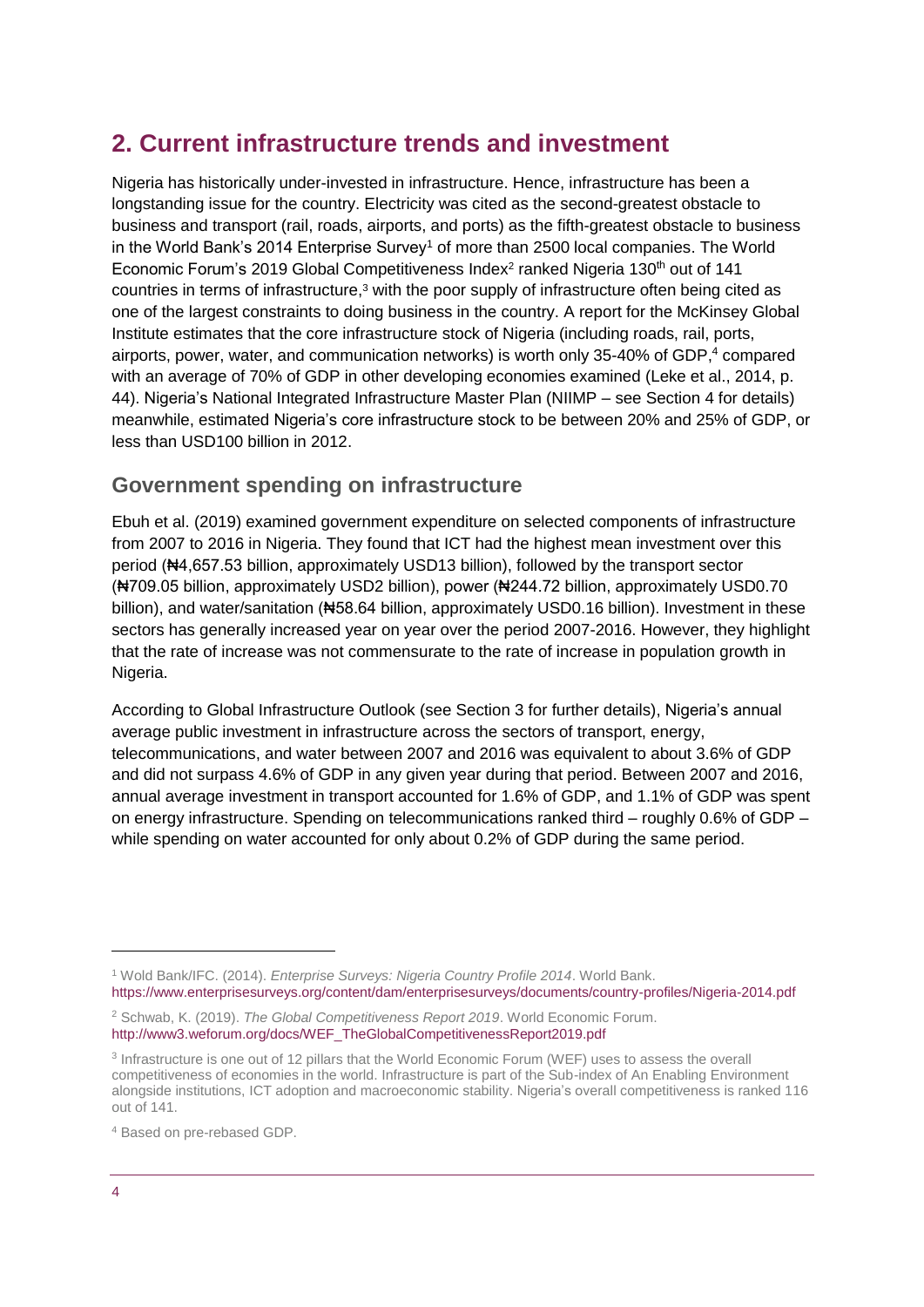## 2. Current infrastructure trends and investment

Nigeria has historically under-invested in infrastructure. Hence, infrastructure has been a longstanding issue for the country. Electricity was cited as the second-greatest obstacle to business and transport (rail, roads, airports, and ports) as the fifth-greatest obstacle to business in the World Bank's 2014 Enterprise Survey[1] of more than 2500 local companies. The World Economic Forum's 2019 Global Competitiveness Index[2] ranked Nigeria 130th out of 141 countries in terms of infrastructure,[3] with the poor supply of infrastructure often being cited as one of the largest constraints to doing business in the country. A report for the McKinsey Global Institute estimates that the core infrastructure stock of Nigeria (including roads, rail, ports, airports, power, water, and communication networks) is worth only 35-40% of GDP,[4] compared with an average of 70% of GDP in other developing economies examined (Leke et al., 2014, p. 44). Nigeria's National Integrated Infrastructure Master Plan (NIIMP – see Section 4 for details) meanwhile, estimated Nigeria's core infrastructure stock to be between 20% and 25% of GDP, or less than USD100 billion in 2012.

### Government spending on infrastructure

Ebuh et al. (2019) examined government expenditure on selected components of infrastructure from 2007 to 2016 in Nigeria. They found that ICT had the highest mean investment over this period (₦4,657.53 billion, approximately USD13 billion), followed by the transport sector (₦709.05 billion, approximately USD2 billion), power (₦244.72 billion, approximately USD0.70 billion), and water/sanitation (₦58.64 billion, approximately USD0.16 billion). Investment in these sectors has generally increased year on year over the period 2007-2016. However, they highlight that the rate of increase was not commensurate to the rate of increase in population growth in Nigeria.

According to Global Infrastructure Outlook (see Section 3 for further details), Nigeria's annual average public investment in infrastructure across the sectors of transport, energy, telecommunications, and water between 2007 and 2016 was equivalent to about 3.6% of GDP and did not surpass 4.6% of GDP in any given year during that period. Between 2007 and 2016, annual average investment in transport accounted for 1.6% of GDP, and 1.1% of GDP was spent on energy infrastructure. Spending on telecommunications ranked third – roughly 0.6% of GDP – while spending on water accounted for only about 0.2% of GDP during the same period.

---

[1] Wold Bank/IFC. (2014). *Enterprise Surveys: Nigeria Country Profile 2014*. World Bank. https://www.enterprisesurveys.org/content/dam/enterprisesurveys/documents/country-profiles/Nigeria-2014.pdf

[2] Schwab, K. (2019). *The Global Competitiveness Report 2019*. World Economic Forum. http://www3.weforum.org/docs/WEF_TheGlobalCompetitivenessReport2019.pdf

[3] Infrastructure is one out of 12 pillars that the World Economic Forum (WEF) uses to assess the overall competitiveness of economies in the world. Infrastructure is part of the Sub-index of An Enabling Environment alongside institutions, ICT adoption and macroeconomic stability. Nigeria's overall competitiveness is ranked 116 out of 141.

[4] Based on pre-rebased GDP.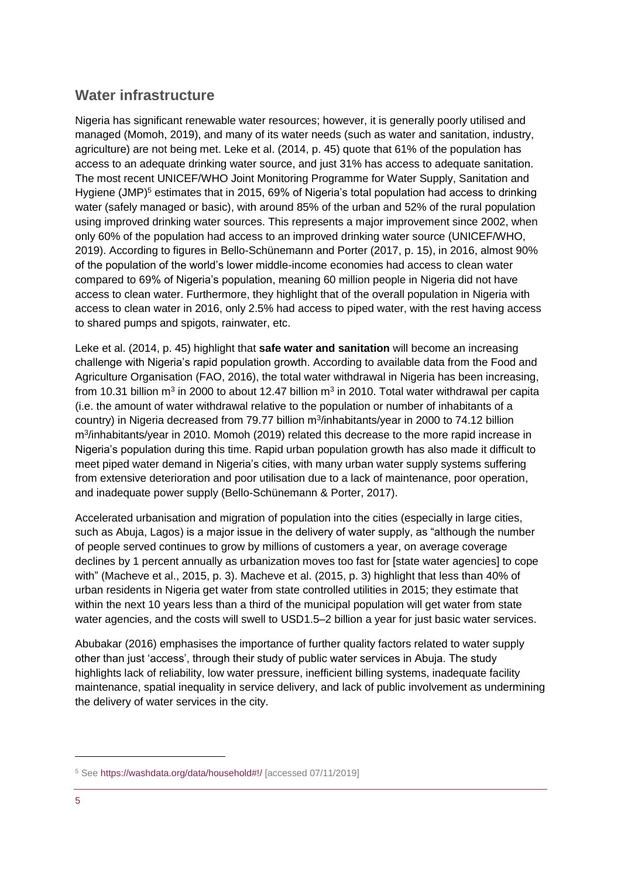## Water infrastructure

Nigeria has significant renewable water resources; however, it is generally poorly utilised and managed (Momoh, 2019), and many of its water needs (such as water and sanitation, industry, agriculture) are not being met. Leke et al. (2014, p. 45) quote that 61% of the population has access to an adequate drinking water source, and just 31% has access to adequate sanitation. The most recent UNICEF/WHO Joint Monitoring Programme for Water Supply, Sanitation and Hygiene (JMP)[5] estimates that in 2015, 69% of Nigeria's total population had access to drinking water (safely managed or basic), with around 85% of the urban and 52% of the rural population using improved drinking water sources. This represents a major improvement since 2002, when only 60% of the population had access to an improved drinking water source (UNICEF/WHO, 2019). According to figures in Bello-Schünemann and Porter (2017, p. 15), in 2016, almost 90% of the population of the world's lower middle-income economies had access to clean water compared to 69% of Nigeria's population, meaning 60 million people in Nigeria did not have access to clean water. Furthermore, they highlight that of the overall population in Nigeria with access to clean water in 2016, only 2.5% had access to piped water, with the rest having access to shared pumps and spigots, rainwater, etc.

Leke et al. (2014, p. 45) highlight that **safe water and sanitation** will become an increasing challenge with Nigeria's rapid population growth. According to available data from the Food and Agriculture Organisation (FAO, 2016), the total water withdrawal in Nigeria has been increasing, from 10.31 billion $m^3$ in 2000 to about 12.47 billion $m^3$ in 2010. Total water withdrawal per capita (i.e. the amount of water withdrawal relative to the population or number of inhabitants of a country) in Nigeria decreased from 79.77 billion $m^3$/inhabitants/year in 2000 to 74.12 billion $m^3$/inhabitants/year in 2010. Momoh (2019) related this decrease to the more rapid increase in Nigeria's population during this time. Rapid urban population growth has also made it difficult to meet piped water demand in Nigeria's cities, with many urban water supply systems suffering from extensive deterioration and poor utilisation due to a lack of maintenance, poor operation, and inadequate power supply (Bello-Schünemann & Porter, 2017).

Accelerated urbanisation and migration of population into the cities (especially in large cities, such as Abuja, Lagos) is a major issue in the delivery of water supply, as "although the number of people served continues to grow by millions of customers a year, on average coverage declines by 1 percent annually as urbanization moves too fast for [state water agencies] to cope with" (Macheve et al., 2015, p. 3). Macheve et al. (2015, p. 3) highlight that less than 40% of urban residents in Nigeria get water from state controlled utilities in 2015; they estimate that within the next 10 years less than a third of the municipal population will get water from state water agencies, and the costs will swell to USD1.5–2 billion a year for just basic water services.

Abubakar (2016) emphasises the importance of further quality factors related to water supply other than just 'access', through their study of public water services in Abuja. The study highlights lack of reliability, low water pressure, inefficient billing systems, inadequate facility maintenance, spatial inequality in service delivery, and lack of public involvement as undermining the delivery of water services in the city.

---

[5] See https://washdata.org/data/household#!/ [accessed 07/11/2019]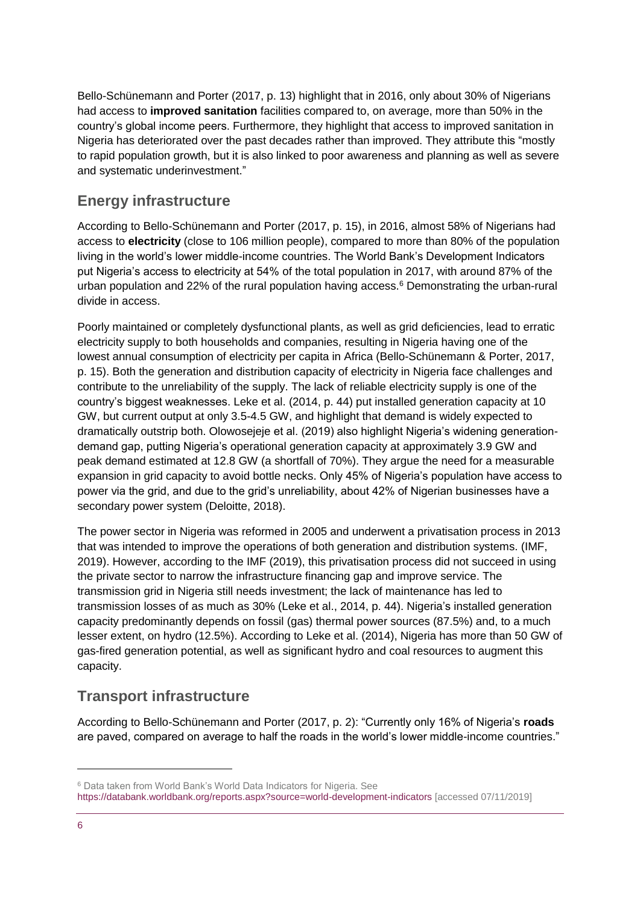Bello-Schünemann and Porter (2017, p. 13) highlight that in 2016, only about 30% of Nigerians had access to **improved sanitation** facilities compared to, on average, more than 50% in the country's global income peers. Furthermore, they highlight that access to improved sanitation in Nigeria has deteriorated over the past decades rather than improved. They attribute this "mostly to rapid population growth, but it is also linked to poor awareness and planning as well as severe and systematic underinvestment."

## Energy infrastructure

According to Bello-Schünemann and Porter (2017, p. 15), in 2016, almost 58% of Nigerians had access to **electricity** (close to 106 million people), compared to more than 80% of the population living in the world's lower middle-income countries. The World Bank's Development Indicators put Nigeria's access to electricity at 54% of the total population in 2017, with around 87% of the urban population and 22% of the rural population having access.[6] Demonstrating the urban-rural divide in access.

Poorly maintained or completely dysfunctional plants, as well as grid deficiencies, lead to erratic electricity supply to both households and companies, resulting in Nigeria having one of the lowest annual consumption of electricity per capita in Africa (Bello-Schünemann & Porter, 2017, p. 15). Both the generation and distribution capacity of electricity in Nigeria face challenges and contribute to the unreliability of the supply. The lack of reliable electricity supply is one of the country's biggest weaknesses. Leke et al. (2014, p. 44) put installed generation capacity at 10 GW, but current output at only 3.5-4.5 GW, and highlight that demand is widely expected to dramatically outstrip both. Olowosejeje et al. (2019) also highlight Nigeria's widening generation-demand gap, putting Nigeria's operational generation capacity at approximately 3.9 GW and peak demand estimated at 12.8 GW (a shortfall of 70%). They argue the need for a measurable expansion in grid capacity to avoid bottle necks. Only 45% of Nigeria's population have access to power via the grid, and due to the grid's unreliability, about 42% of Nigerian businesses have a secondary power system (Deloitte, 2018).

The power sector in Nigeria was reformed in 2005 and underwent a privatisation process in 2013 that was intended to improve the operations of both generation and distribution systems. (IMF, 2019). However, according to the IMF (2019), this privatisation process did not succeed in using the private sector to narrow the infrastructure financing gap and improve service. The transmission grid in Nigeria still needs investment; the lack of maintenance has led to transmission losses of as much as 30% (Leke et al., 2014, p. 44). Nigeria's installed generation capacity predominantly depends on fossil (gas) thermal power sources (87.5%) and, to a much lesser extent, on hydro (12.5%). According to Leke et al. (2014), Nigeria has more than 50 GW of gas-fired generation potential, as well as significant hydro and coal resources to augment this capacity.

## Transport infrastructure

According to Bello-Schünemann and Porter (2017, p. 2): "Currently only 16% of Nigeria's **roads** are paved, compared on average to half the roads in the world's lower middle-income countries."

---

[6] Data taken from World Bank's World Data Indicators for Nigeria. See https://databank.worldbank.org/reports.aspx?source=world-development-indicators [accessed 07/11/2019]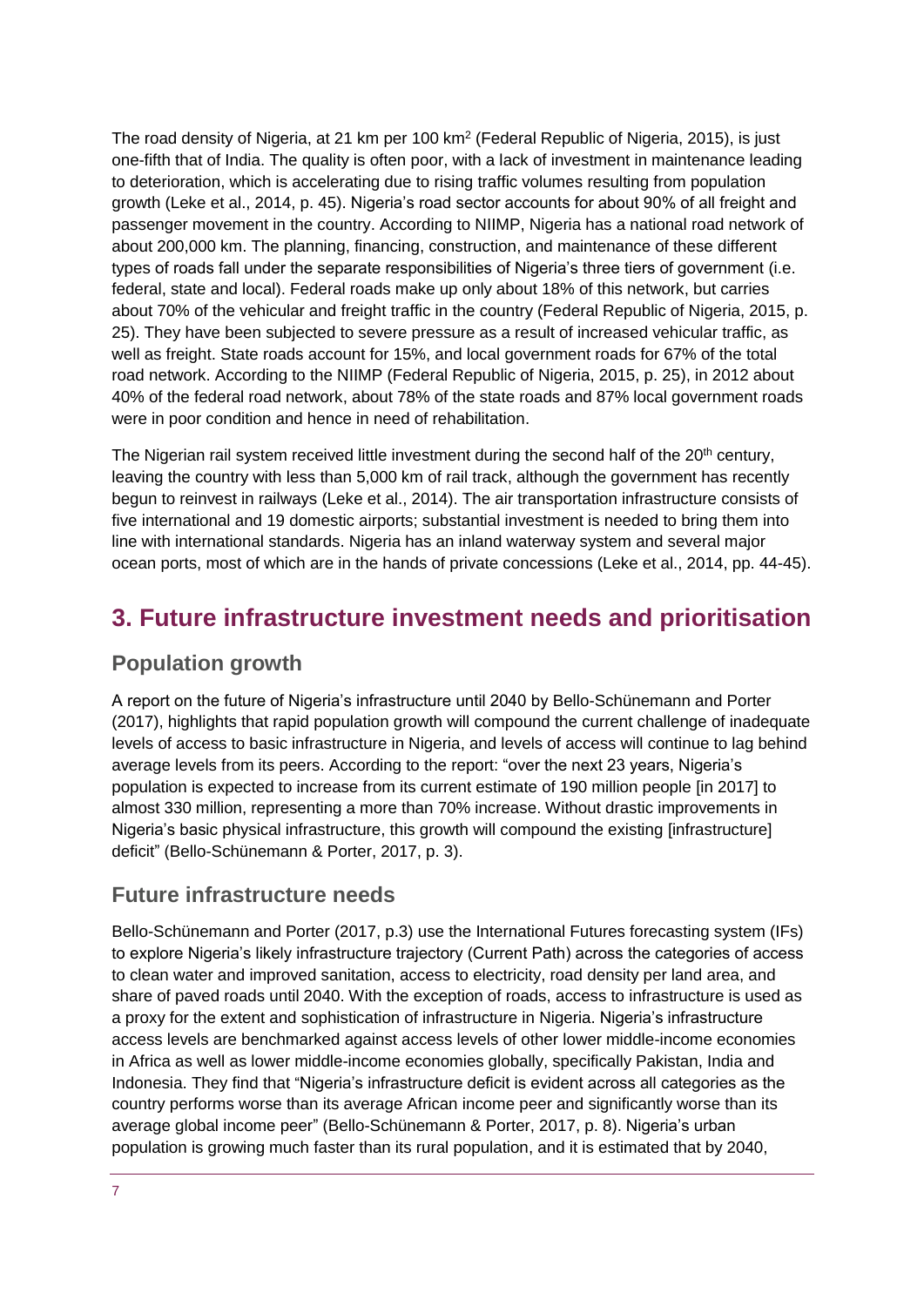The road density of Nigeria, at 21 km per 100 km$^2$ (Federal Republic of Nigeria, 2015), is just one-fifth that of India. The quality is often poor, with a lack of investment in maintenance leading to deterioration, which is accelerating due to rising traffic volumes resulting from population growth (Leke et al., 2014, p. 45). Nigeria's road sector accounts for about 90% of all freight and passenger movement in the country. According to NIIMP, Nigeria has a national road network of about 200,000 km. The planning, financing, construction, and maintenance of these different types of roads fall under the separate responsibilities of Nigeria's three tiers of government (i.e. federal, state and local). Federal roads make up only about 18% of this network, but carries about 70% of the vehicular and freight traffic in the country (Federal Republic of Nigeria, 2015, p. 25). They have been subjected to severe pressure as a result of increased vehicular traffic, as well as freight. State roads account for 15%, and local government roads for 67% of the total road network. According to the NIIMP (Federal Republic of Nigeria, 2015, p. 25), in 2012 about 40% of the federal road network, about 78% of the state roads and 87% local government roads were in poor condition and hence in need of rehabilitation.

The Nigerian rail system received little investment during the second half of the 20th century, leaving the country with less than 5,000 km of rail track, although the government has recently begun to reinvest in railways (Leke et al., 2014). The air transportation infrastructure consists of five international and 19 domestic airports; substantial investment is needed to bring them into line with international standards. Nigeria has an inland waterway system and several major ocean ports, most of which are in the hands of private concessions (Leke et al., 2014, pp. 44-45).

# 3. Future infrastructure investment needs and prioritisation

## Population growth

A report on the future of Nigeria's infrastructure until 2040 by Bello-Schünemann and Porter (2017), highlights that rapid population growth will compound the current challenge of inadequate levels of access to basic infrastructure in Nigeria, and levels of access will continue to lag behind average levels from its peers. According to the report: "over the next 23 years, Nigeria's population is expected to increase from its current estimate of 190 million people [in 2017] to almost 330 million, representing a more than 70% increase. Without drastic improvements in Nigeria's basic physical infrastructure, this growth will compound the existing [infrastructure] deficit" (Bello-Schünemann & Porter, 2017, p. 3).

## Future infrastructure needs

Bello-Schünemann and Porter (2017, p.3) use the International Futures forecasting system (IFs) to explore Nigeria's likely infrastructure trajectory (Current Path) across the categories of access to clean water and improved sanitation, access to electricity, road density per land area, and share of paved roads until 2040. With the exception of roads, access to infrastructure is used as a proxy for the extent and sophistication of infrastructure in Nigeria. Nigeria's infrastructure access levels are benchmarked against access levels of other lower middle-income economies in Africa as well as lower middle-income economies globally, specifically Pakistan, India and Indonesia. They find that "Nigeria's infrastructure deficit is evident across all categories as the country performs worse than its average African income peer and significantly worse than its average global income peer" (Bello-Schünemann & Porter, 2017, p. 8). Nigeria's urban population is growing much faster than its rural population, and it is estimated that by 2040,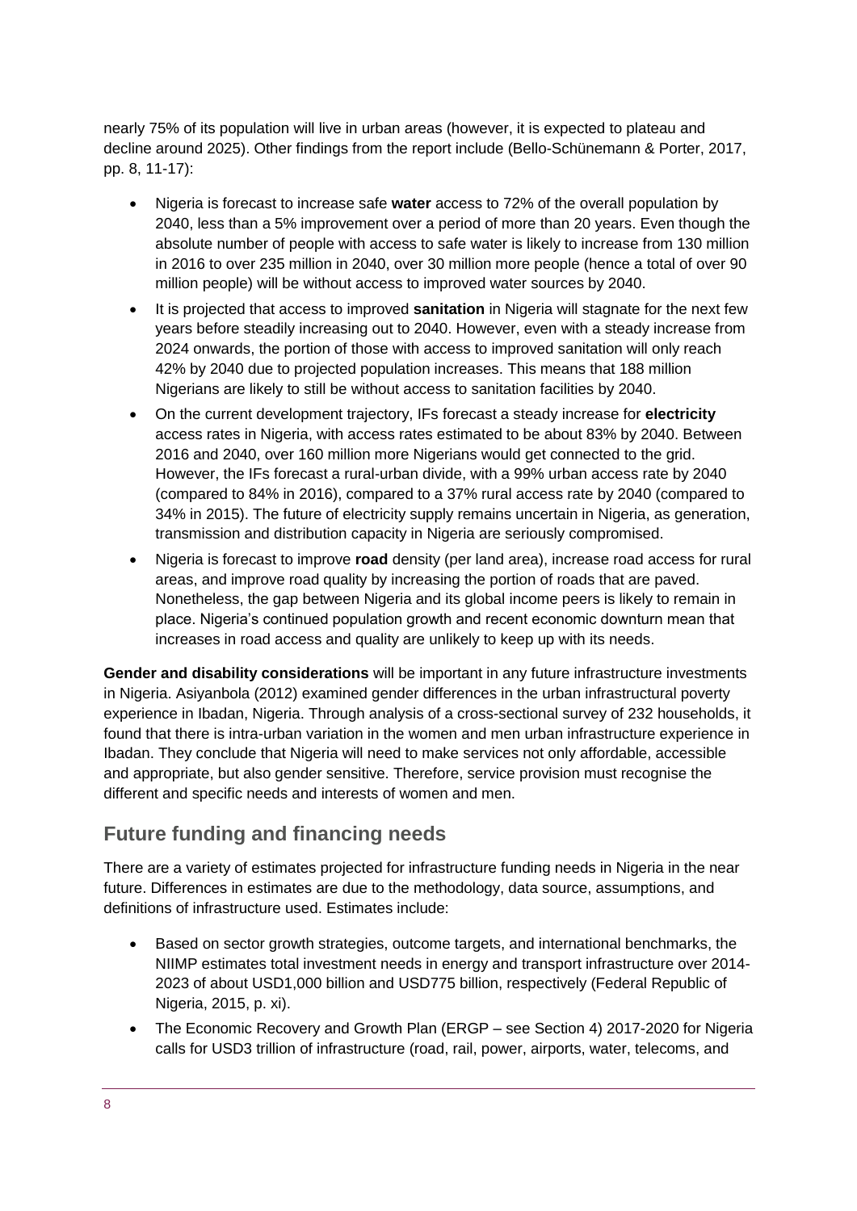nearly 75% of its population will live in urban areas (however, it is expected to plateau and decline around 2025). Other findings from the report include (Bello-Schünemann & Porter, 2017, pp. 8, 11-17):

- Nigeria is forecast to increase safe **water** access to 72% of the overall population by 2040, less than a 5% improvement over a period of more than 20 years. Even though the absolute number of people with access to safe water is likely to increase from 130 million in 2016 to over 235 million in 2040, over 30 million more people (hence a total of over 90 million people) will be without access to improved water sources by 2040.
- It is projected that access to improved **sanitation** in Nigeria will stagnate for the next few years before steadily increasing out to 2040. However, even with a steady increase from 2024 onwards, the portion of those with access to improved sanitation will only reach 42% by 2040 due to projected population increases. This means that 188 million Nigerians are likely to still be without access to sanitation facilities by 2040.
- On the current development trajectory, IFs forecast a steady increase for **electricity** access rates in Nigeria, with access rates estimated to be about 83% by 2040. Between 2016 and 2040, over 160 million more Nigerians would get connected to the grid. However, the IFs forecast a rural-urban divide, with a 99% urban access rate by 2040 (compared to 84% in 2016), compared to a 37% rural access rate by 2040 (compared to 34% in 2015). The future of electricity supply remains uncertain in Nigeria, as generation, transmission and distribution capacity in Nigeria are seriously compromised.
- Nigeria is forecast to improve **road** density (per land area), increase road access for rural areas, and improve road quality by increasing the portion of roads that are paved. Nonetheless, the gap between Nigeria and its global income peers is likely to remain in place. Nigeria's continued population growth and recent economic downturn mean that increases in road access and quality are unlikely to keep up with its needs.

**Gender and disability considerations** will be important in any future infrastructure investments in Nigeria. Asiyanbola (2012) examined gender differences in the urban infrastructural poverty experience in Ibadan, Nigeria. Through analysis of a cross-sectional survey of 232 households, it found that there is intra-urban variation in the women and men urban infrastructure experience in Ibadan. They conclude that Nigeria will need to make services not only affordable, accessible and appropriate, but also gender sensitive. Therefore, service provision must recognise the different and specific needs and interests of women and men.

## Future funding and financing needs

There are a variety of estimates projected for infrastructure funding needs in Nigeria in the near future. Differences in estimates are due to the methodology, data source, assumptions, and definitions of infrastructure used. Estimates include:

- Based on sector growth strategies, outcome targets, and international benchmarks, the NIIMP estimates total investment needs in energy and transport infrastructure over 2014-2023 of about USD1,000 billion and USD775 billion, respectively (Federal Republic of Nigeria, 2015, p. xi).
- The Economic Recovery and Growth Plan (ERGP – see Section 4) 2017-2020 for Nigeria calls for USD3 trillion of infrastructure (road, rail, power, airports, water, telecoms, and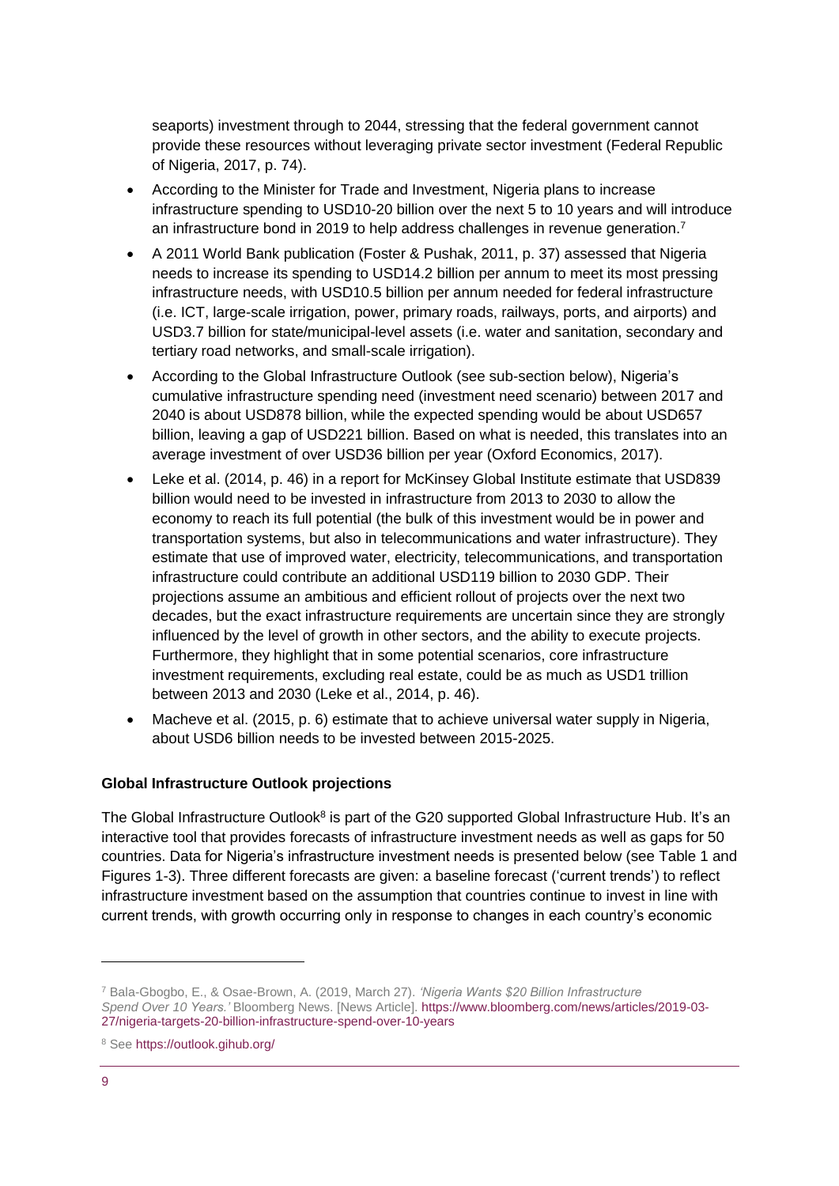seaports) investment through to 2044, stressing that the federal government cannot provide these resources without leveraging private sector investment (Federal Republic of Nigeria, 2017, p. 74).

- According to the Minister for Trade and Investment, Nigeria plans to increase infrastructure spending to USD10-20 billion over the next 5 to 10 years and will introduce an infrastructure bond in 2019 to help address challenges in revenue generation.[7]
- A 2011 World Bank publication (Foster & Pushak, 2011, p. 37) assessed that Nigeria needs to increase its spending to USD14.2 billion per annum to meet its most pressing infrastructure needs, with USD10.5 billion per annum needed for federal infrastructure (i.e. ICT, large-scale irrigation, power, primary roads, railways, ports, and airports) and USD3.7 billion for state/municipal-level assets (i.e. water and sanitation, secondary and tertiary road networks, and small-scale irrigation).
- According to the Global Infrastructure Outlook (see sub-section below), Nigeria's cumulative infrastructure spending need (investment need scenario) between 2017 and 2040 is about USD878 billion, while the expected spending would be about USD657 billion, leaving a gap of USD221 billion. Based on what is needed, this translates into an average investment of over USD36 billion per year (Oxford Economics, 2017).
- Leke et al. (2014, p. 46) in a report for McKinsey Global Institute estimate that USD839 billion would need to be invested in infrastructure from 2013 to 2030 to allow the economy to reach its full potential (the bulk of this investment would be in power and transportation systems, but also in telecommunications and water infrastructure). They estimate that use of improved water, electricity, telecommunications, and transportation infrastructure could contribute an additional USD119 billion to 2030 GDP. Their projections assume an ambitious and efficient rollout of projects over the next two decades, but the exact infrastructure requirements are uncertain since they are strongly influenced by the level of growth in other sectors, and the ability to execute projects. Furthermore, they highlight that in some potential scenarios, core infrastructure investment requirements, excluding real estate, could be as much as USD1 trillion between 2013 and 2030 (Leke et al., 2014, p. 46).
- Macheve et al. (2015, p. 6) estimate that to achieve universal water supply in Nigeria, about USD6 billion needs to be invested between 2015-2025.

**Global Infrastructure Outlook projections**

The Global Infrastructure Outlook[8] is part of the G20 supported Global Infrastructure Hub. It's an interactive tool that provides forecasts of infrastructure investment needs as well as gaps for 50 countries. Data for Nigeria's infrastructure investment needs is presented below (see Table 1 and Figures 1-3). Three different forecasts are given: a baseline forecast ('current trends') to reflect infrastructure investment based on the assumption that countries continue to invest in line with current trends, with growth occurring only in response to changes in each country's economic

---

[7] Bala-Gbogbo, E., & Osae-Brown, A. (2019, March 27). *'Nigeria Wants $20 Billion Infrastructure Spend Over 10 Years.'* Bloomberg News. [News Article]. https://www.bloomberg.com/news/articles/2019-03-27/nigeria-targets-20-billion-infrastructure-spend-over-10-years

[8] See https://outlook.gihub.org/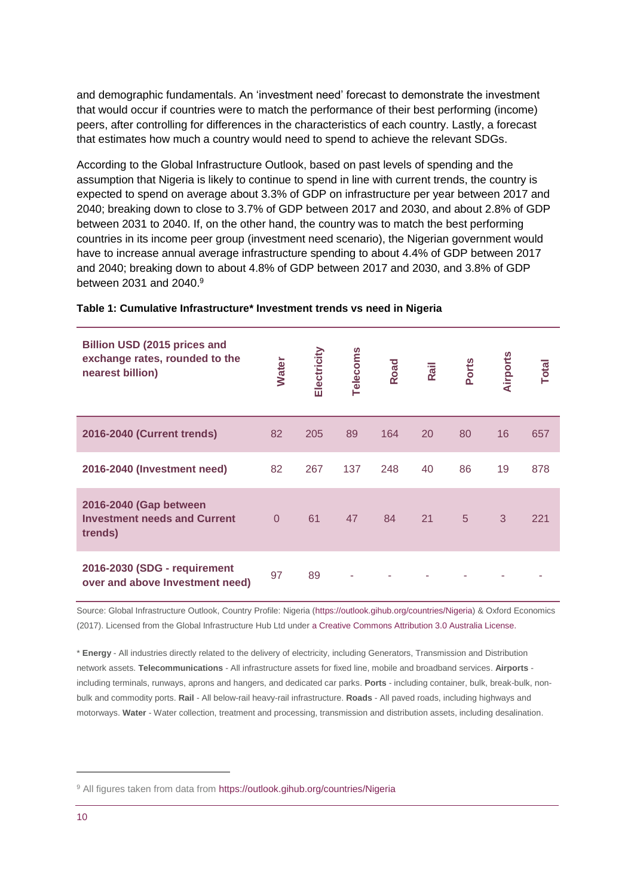and demographic fundamentals. An 'investment need' forecast to demonstrate the investment that would occur if countries were to match the performance of their best performing (income) peers, after controlling for differences in the characteristics of each country. Lastly, a forecast that estimates how much a country would need to spend to achieve the relevant SDGs.

According to the Global Infrastructure Outlook, based on past levels of spending and the assumption that Nigeria is likely to continue to spend in line with current trends, the country is expected to spend on average about 3.3% of GDP on infrastructure per year between 2017 and 2040; breaking down to close to 3.7% of GDP between 2017 and 2030, and about 2.8% of GDP between 2031 to 2040. If, on the other hand, the country was to match the best performing countries in its income peer group (investment need scenario), the Nigerian government would have to increase annual average infrastructure spending to about 4.4% of GDP between 2017 and 2040; breaking down to about 4.8% of GDP between 2017 and 2030, and 3.8% of GDP between 2031 and 2040.[9]

**Table 1: Cumulative Infrastructure* Investment trends vs need in Nigeria**

| Billion USD (2015 prices and exchange rates, rounded to the nearest billion) | Water | Electricity | Telecoms | Road | Rail | Ports | Airports | Total |
|---|---|---|---|---|---|---|---|---|
| 2016-2040 (Current trends) | 82 | 205 | 89 | 164 | 20 | 80 | 16 | 657 |
| 2016-2040 (Investment need) | 82 | 267 | 137 | 248 | 40 | 86 | 19 | 878 |
| 2016-2040 (Gap between Investment needs and Current trends) | 0 | 61 | 47 | 84 | 21 | 5 | 3 | 221 |
| 2016-2030 (SDG - requirement over and above Investment need) | 97 | 89 | - | - | - | - | - | - |

Source: Global Infrastructure Outlook, Country Profile: Nigeria (https://outlook.gihub.org/countries/Nigeria) & Oxford Economics (2017). Licensed from the Global Infrastructure Hub Ltd under a Creative Commons Attribution 3.0 Australia License.

* **Energy** - All industries directly related to the delivery of electricity, including Generators, Transmission and Distribution network assets. **Telecommunications** - All infrastructure assets for fixed line, mobile and broadband services. **Airports** - including terminals, runways, aprons and hangers, and dedicated car parks. **Ports** - including container, bulk, break-bulk, non-bulk and commodity ports. **Rail** - All below-rail heavy-rail infrastructure. **Roads** - All paved roads, including highways and motorways. **Water** - Water collection, treatment and processing, transmission and distribution assets, including desalination.

[9] All figures taken from data from https://outlook.gihub.org/countries/Nigeria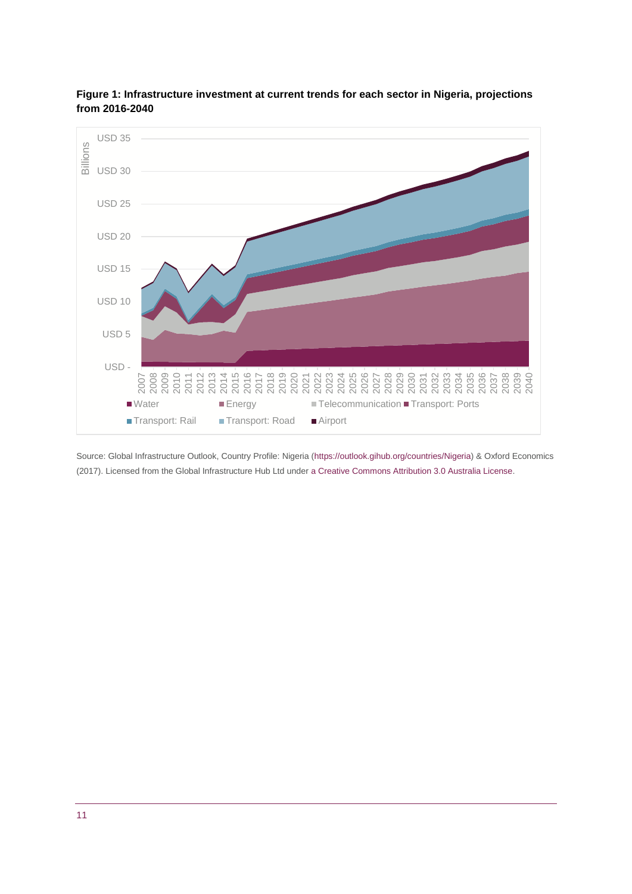**Figure 1: Infrastructure investment at current trends for each sector in Nigeria, projections from 2016-2040**

Source: Global Infrastructure Outlook, Country Profile: Nigeria (https://outlook.gihub.org/countries/Nigeria) & Oxford Economics (2017). Licensed from the Global Infrastructure Hub Ltd under a Creative Commons Attribution 3.0 Australia License.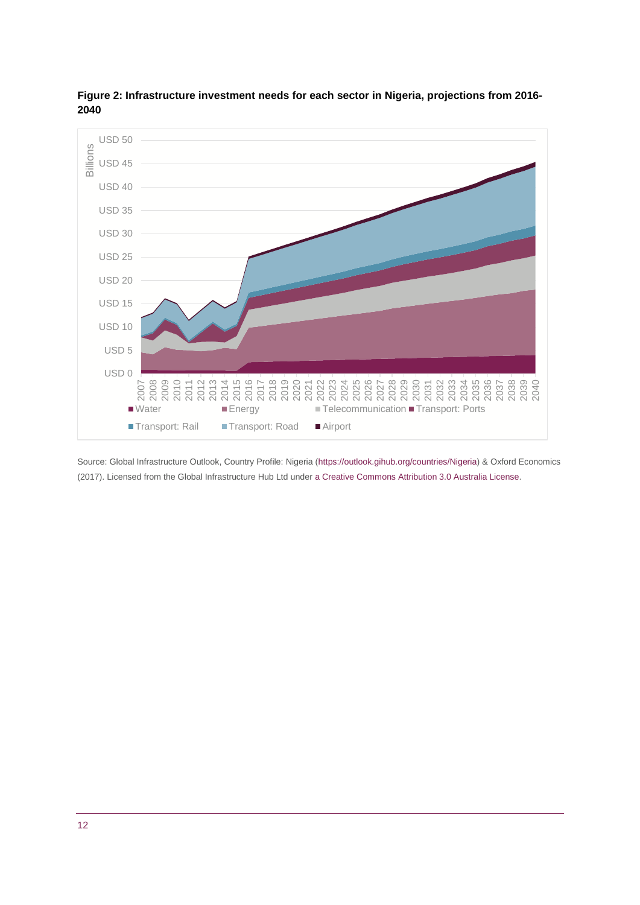**Figure 2: Infrastructure investment needs for each sector in Nigeria, projections from 2016-2040**

Source: Global Infrastructure Outlook, Country Profile: Nigeria (https://outlook.gihub.org/countries/Nigeria) & Oxford Economics (2017). Licensed from the Global Infrastructure Hub Ltd under a Creative Commons Attribution 3.0 Australia License.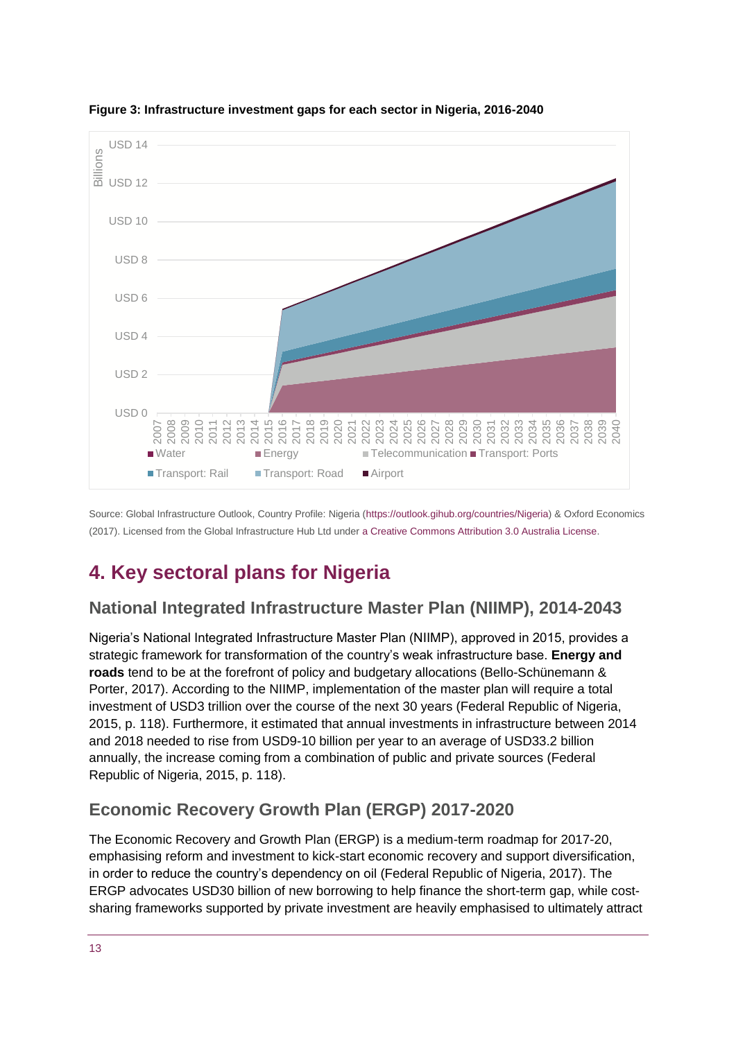**Figure 3: Infrastructure investment gaps for each sector in Nigeria, 2016-2040**

Source: Global Infrastructure Outlook, Country Profile: Nigeria (https://outlook.gihub.org/countries/Nigeria) & Oxford Economics (2017). Licensed from the Global Infrastructure Hub Ltd under a Creative Commons Attribution 3.0 Australia License.

# 4. Key sectoral plans for Nigeria

## National Integrated Infrastructure Master Plan (NIIMP), 2014-2043

Nigeria's National Integrated Infrastructure Master Plan (NIIMP), approved in 2015, provides a strategic framework for transformation of the country's weak infrastructure base. **Energy and roads** tend to be at the forefront of policy and budgetary allocations (Bello-Schünemann & Porter, 2017). According to the NIIMP, implementation of the master plan will require a total investment of USD3 trillion over the course of the next 30 years (Federal Republic of Nigeria, 2015, p. 118). Furthermore, it estimated that annual investments in infrastructure between 2014 and 2018 needed to rise from USD9-10 billion per year to an average of USD33.2 billion annually, the increase coming from a combination of public and private sources (Federal Republic of Nigeria, 2015, p. 118).

## Economic Recovery Growth Plan (ERGP) 2017-2020

The Economic Recovery and Growth Plan (ERGP) is a medium-term roadmap for 2017-20, emphasising reform and investment to kick-start economic recovery and support diversification, in order to reduce the country's dependency on oil (Federal Republic of Nigeria, 2017). The ERGP advocates USD30 billion of new borrowing to help finance the short-term gap, while cost-sharing frameworks supported by private investment are heavily emphasised to ultimately attract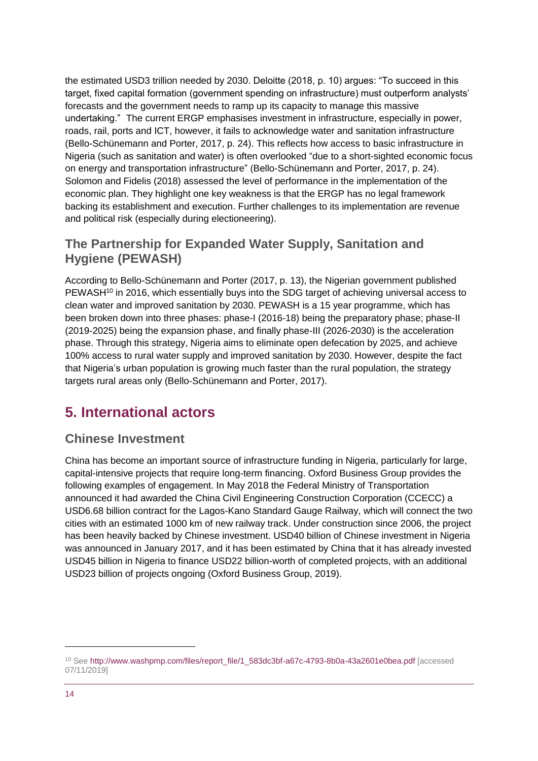the estimated USD3 trillion needed by 2030. Deloitte (2018, p. 10) argues: "To succeed in this target, fixed capital formation (government spending on infrastructure) must outperform analysts' forecasts and the government needs to ramp up its capacity to manage this massive undertaking." The current ERGP emphasises investment in infrastructure, especially in power, roads, rail, ports and ICT, however, it fails to acknowledge water and sanitation infrastructure (Bello-Schünemann and Porter, 2017, p. 24). This reflects how access to basic infrastructure in Nigeria (such as sanitation and water) is often overlooked "due to a short-sighted economic focus on energy and transportation infrastructure" (Bello-Schünemann and Porter, 2017, p. 24). Solomon and Fidelis (2018) assessed the level of performance in the implementation of the economic plan. They highlight one key weakness is that the ERGP has no legal framework backing its establishment and execution. Further challenges to its implementation are revenue and political risk (especially during electioneering).

### The Partnership for Expanded Water Supply, Sanitation and Hygiene (PEWASH)

According to Bello-Schünemann and Porter (2017, p. 13), the Nigerian government published PEWASH[10] in 2016, which essentially buys into the SDG target of achieving universal access to clean water and improved sanitation by 2030. PEWASH is a 15 year programme, which has been broken down into three phases: phase-I (2016-18) being the preparatory phase; phase-II (2019-2025) being the expansion phase, and finally phase-III (2026-2030) is the acceleration phase. Through this strategy, Nigeria aims to eliminate open defecation by 2025, and achieve 100% access to rural water supply and improved sanitation by 2030. However, despite the fact that Nigeria's urban population is growing much faster than the rural population, the strategy targets rural areas only (Bello-Schünemann and Porter, 2017).

## 5. International actors

### Chinese Investment

China has become an important source of infrastructure funding in Nigeria, particularly for large, capital-intensive projects that require long-term financing. Oxford Business Group provides the following examples of engagement. In May 2018 the Federal Ministry of Transportation announced it had awarded the China Civil Engineering Construction Corporation (CCECC) a USD6.68 billion contract for the Lagos-Kano Standard Gauge Railway, which will connect the two cities with an estimated 1000 km of new railway track. Under construction since 2006, the project has been heavily backed by Chinese investment. USD40 billion of Chinese investment in Nigeria was announced in January 2017, and it has been estimated by China that it has already invested USD45 billion in Nigeria to finance USD22 billion-worth of completed projects, with an additional USD23 billion of projects ongoing (Oxford Business Group, 2019).

---

[10] See http://www.washpmp.com/files/report_file/1_583dc3bf-a67c-4793-8b0a-43a2601e0bea.pdf [accessed 07/11/2019]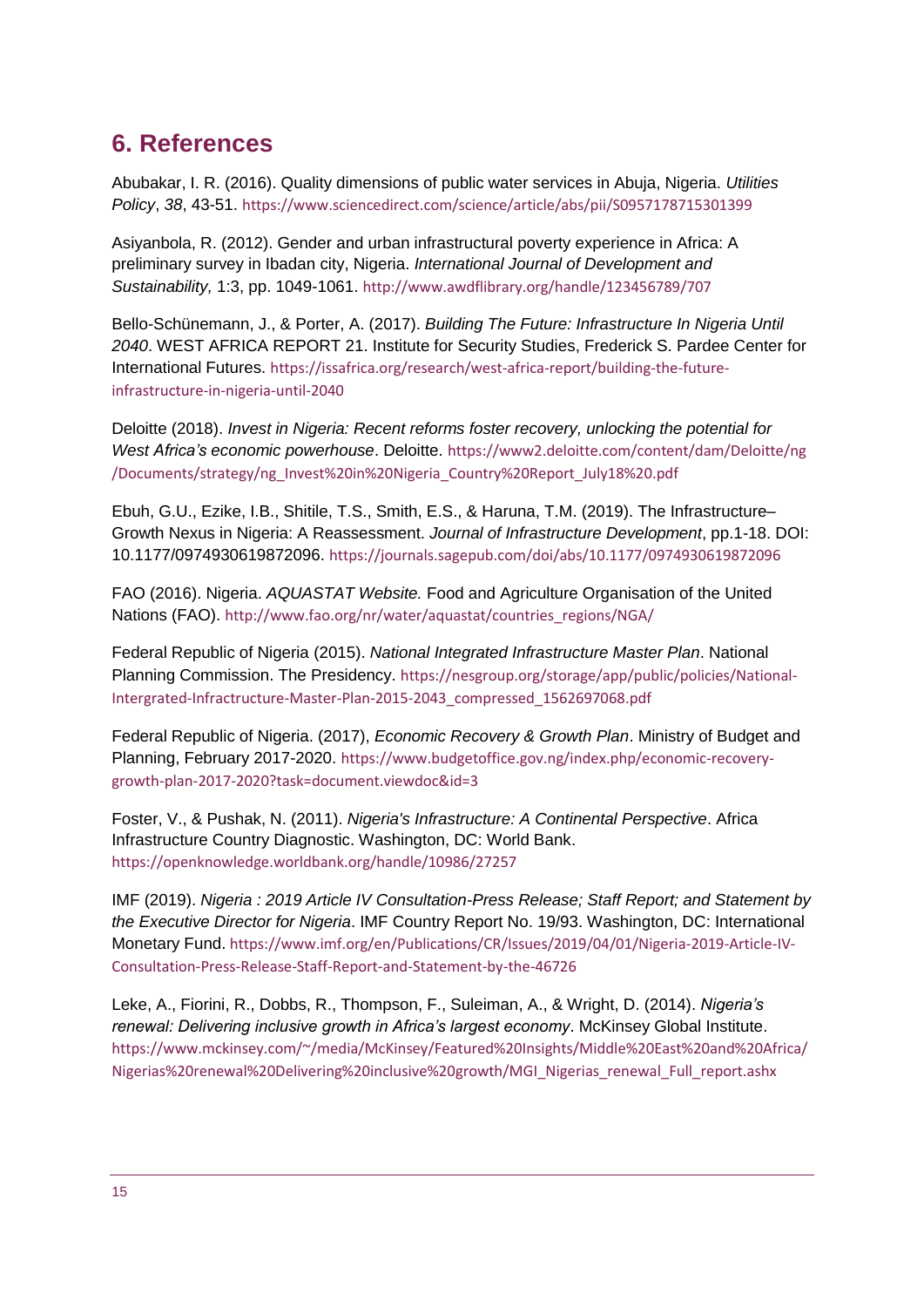## 6. References

Abubakar, I. R. (2016). Quality dimensions of public water services in Abuja, Nigeria. *Utilities Policy*, *38*, 43-51. https://www.sciencedirect.com/science/article/abs/pii/S0957178715301399

Asiyanbola, R. (2012). Gender and urban infrastructural poverty experience in Africa: A preliminary survey in Ibadan city, Nigeria. *International Journal of Development and Sustainability,* 1:3, pp. 1049-1061. http://www.awdflibrary.org/handle/123456789/707

Bello-Schünemann, J., & Porter, A. (2017). *Building The Future: Infrastructure In Nigeria Until 2040*. WEST AFRICA REPORT 21. Institute for Security Studies, Frederick S. Pardee Center for International Futures. https://issafrica.org/research/west-africa-report/building-the-future-infrastructure-in-nigeria-until-2040

Deloitte (2018). *Invest in Nigeria: Recent reforms foster recovery, unlocking the potential for West Africa's economic powerhouse*. Deloitte. https://www2.deloitte.com/content/dam/Deloitte/ng/Documents/strategy/ng_Invest%20in%20Nigeria_Country%20Report_July18%20.pdf

Ebuh, G.U., Ezike, I.B., Shitile, T.S., Smith, E.S., & Haruna, T.M. (2019). The Infrastructure–Growth Nexus in Nigeria: A Reassessment. *Journal of Infrastructure Development*, pp.1-18. DOI: 10.1177/0974930619872096. https://journals.sagepub.com/doi/abs/10.1177/0974930619872096

FAO (2016). Nigeria. *AQUASTAT Website.* Food and Agriculture Organisation of the United Nations (FAO). http://www.fao.org/nr/water/aquastat/countries_regions/NGA/

Federal Republic of Nigeria (2015). *National Integrated Infrastructure Master Plan*. National Planning Commission. The Presidency. https://nesgroup.org/storage/app/public/policies/National-Intergrated-Infractructure-Master-Plan-2015-2043_compressed_1562697068.pdf

Federal Republic of Nigeria. (2017), *Economic Recovery & Growth Plan*. Ministry of Budget and Planning, February 2017-2020. https://www.budgetoffice.gov.ng/index.php/economic-recovery-growth-plan-2017-2020?task=document.viewdoc&id=3

Foster, V., & Pushak, N. (2011). *Nigeria's Infrastructure: A Continental Perspective*. Africa Infrastructure Country Diagnostic. Washington, DC: World Bank. https://openknowledge.worldbank.org/handle/10986/27257

IMF (2019). *Nigeria : 2019 Article IV Consultation-Press Release; Staff Report; and Statement by the Executive Director for Nigeria*. IMF Country Report No. 19/93. Washington, DC: International Monetary Fund. https://www.imf.org/en/Publications/CR/Issues/2019/04/01/Nigeria-2019-Article-IV-Consultation-Press-Release-Staff-Report-and-Statement-by-the-46726

Leke, A., Fiorini, R., Dobbs, R., Thompson, F., Suleiman, A., & Wright, D. (2014). *Nigeria's renewal: Delivering inclusive growth in Africa's largest economy*. McKinsey Global Institute. https://www.mckinsey.com/~/media/McKinsey/Featured%20Insights/Middle%20East%20and%20Africa/Nigerias%20renewal%20Delivering%20inclusive%20growth/MGI_Nigerias_renewal_Full_report.ashx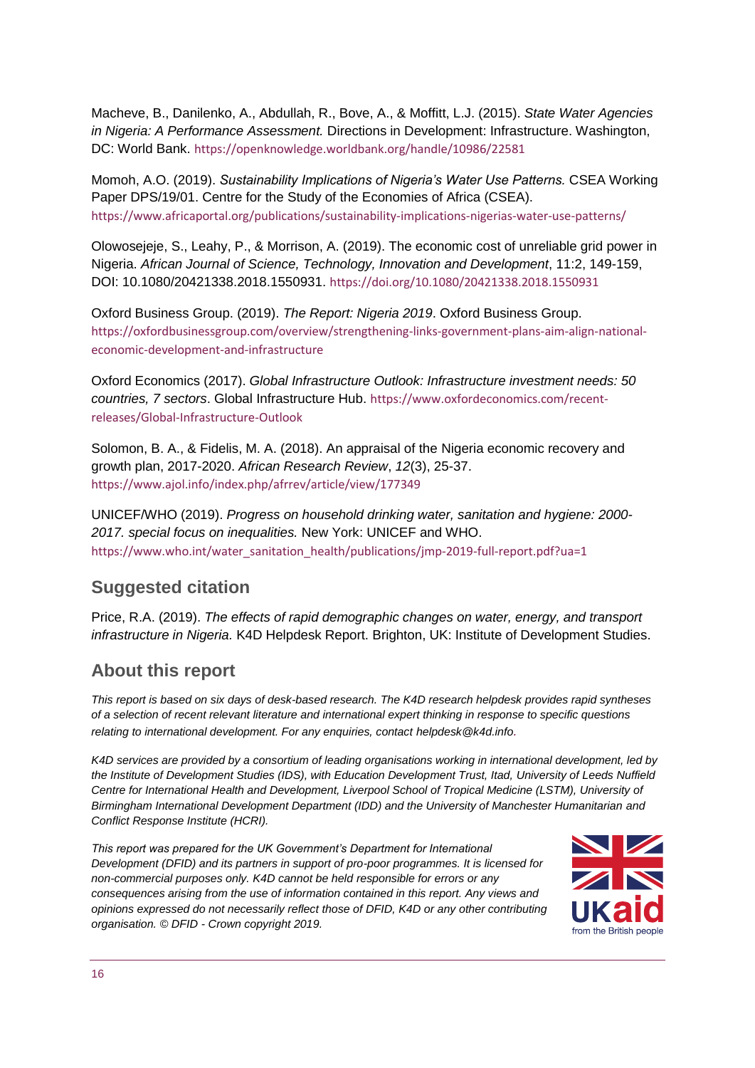Macheve, B., Danilenko, A., Abdullah, R., Bove, A., & Moffitt, L.J. (2015). *State Water Agencies in Nigeria: A Performance Assessment.* Directions in Development: Infrastructure. Washington, DC: World Bank. https://openknowledge.worldbank.org/handle/10986/22581

Momoh, A.O. (2019). *Sustainability Implications of Nigeria's Water Use Patterns.* CSEA Working Paper DPS/19/01. Centre for the Study of the Economies of Africa (CSEA). https://www.africaportal.org/publications/sustainability-implications-nigerias-water-use-patterns/

Olowosejeje, S., Leahy, P., & Morrison, A. (2019). The economic cost of unreliable grid power in Nigeria. *African Journal of Science, Technology, Innovation and Development*, 11:2, 149-159, DOI: 10.1080/20421338.2018.1550931. https://doi.org/10.1080/20421338.2018.1550931

Oxford Business Group. (2019). *The Report: Nigeria 2019*. Oxford Business Group. https://oxfordbusinessgroup.com/overview/strengthening-links-government-plans-aim-align-national-economic-development-and-infrastructure

Oxford Economics (2017). *Global Infrastructure Outlook: Infrastructure investment needs: 50 countries, 7 sectors*. Global Infrastructure Hub. https://www.oxfordeconomics.com/recent-releases/Global-Infrastructure-Outlook

Solomon, B. A., & Fidelis, M. A. (2018). An appraisal of the Nigeria economic recovery and growth plan, 2017-2020. *African Research Review*, *12*(3), 25-37. https://www.ajol.info/index.php/afrrev/article/view/177349

UNICEF/WHO (2019). *Progress on household drinking water, sanitation and hygiene: 2000-2017. special focus on inequalities.* New York: UNICEF and WHO. https://www.who.int/water_sanitation_health/publications/jmp-2019-full-report.pdf?ua=1

## Suggested citation

Price, R.A. (2019). *The effects of rapid demographic changes on water, energy, and transport infrastructure in Nigeria.* K4D Helpdesk Report. Brighton, UK: Institute of Development Studies.

## About this report

*This report is based on six days of desk-based research. The K4D research helpdesk provides rapid syntheses of a selection of recent relevant literature and international expert thinking in response to specific questions relating to international development. For any enquiries, contact helpdesk@k4d.info.*

*K4D services are provided by a consortium of leading organisations working in international development, led by the Institute of Development Studies (IDS), with Education Development Trust, Itad, University of Leeds Nuffield Centre for International Health and Development, Liverpool School of Tropical Medicine (LSTM), University of Birmingham International Development Department (IDD) and the University of Manchester Humanitarian and Conflict Response Institute (HCRI).*

*This report was prepared for the UK Government's Department for International Development (DFID) and its partners in support of pro-poor programmes. It is licensed for non-commercial purposes only. K4D cannot be held responsible for errors or any consequences arising from the use of information contained in this report. Any views and opinions expressed do not necessarily reflect those of DFID, K4D or any other contributing organisation. © DFID - Crown copyright 2019.*

UKaid
from the British people